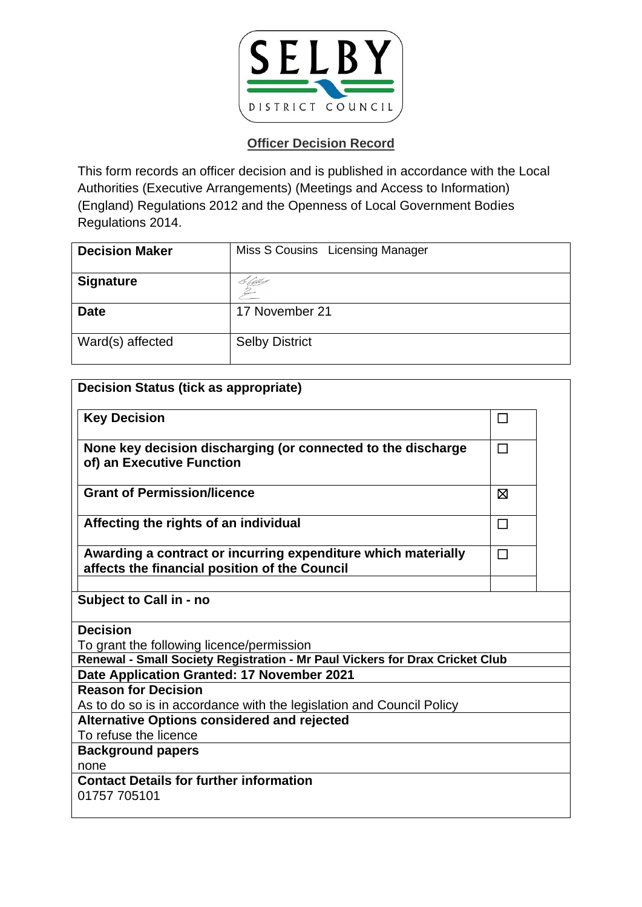**SELBY**

DISTRICT COUNCIL

## Officer Decision Record

This form records an officer decision and is published in accordance with the Local Authorities (Executive Arrangements) (Meetings and Access to Information) (England) Regulations 2012 and the Openness of Local Government Bodies Regulations 2014.

| **Decision Maker** | Miss S Cousins Licensing Manager |
|---|---|
| **Signature** | |
| **Date** | 17 November 21 |
| Ward(s) affected | Selby District |

| **Decision Status (tick as appropriate)** | |
|---|---|
| **Key Decision** | ☐ |
| **None key decision discharging (or connected to the discharge of) an Executive Function** | ☐ |
| **Grant of Permission/licence** | ☒ |
| **Affecting the rights of an individual** | ☐ |
| **Awarding a contract or incurring expenditure which materially affects the financial position of the Council** | ☐ |

**Subject to Call in - no**

**Decision**

To grant the following licence/permission

**Renewal - Small Society Registration - Mr Paul Vickers for Drax Cricket Club**

**Date Application Granted: 17 November 2021**

**Reason for Decision**

As to do so is in accordance with the legislation and Council Policy

**Alternative Options considered and rejected**

To refuse the licence

**Background papers**

none

**Contact Details for further information**

01757 705101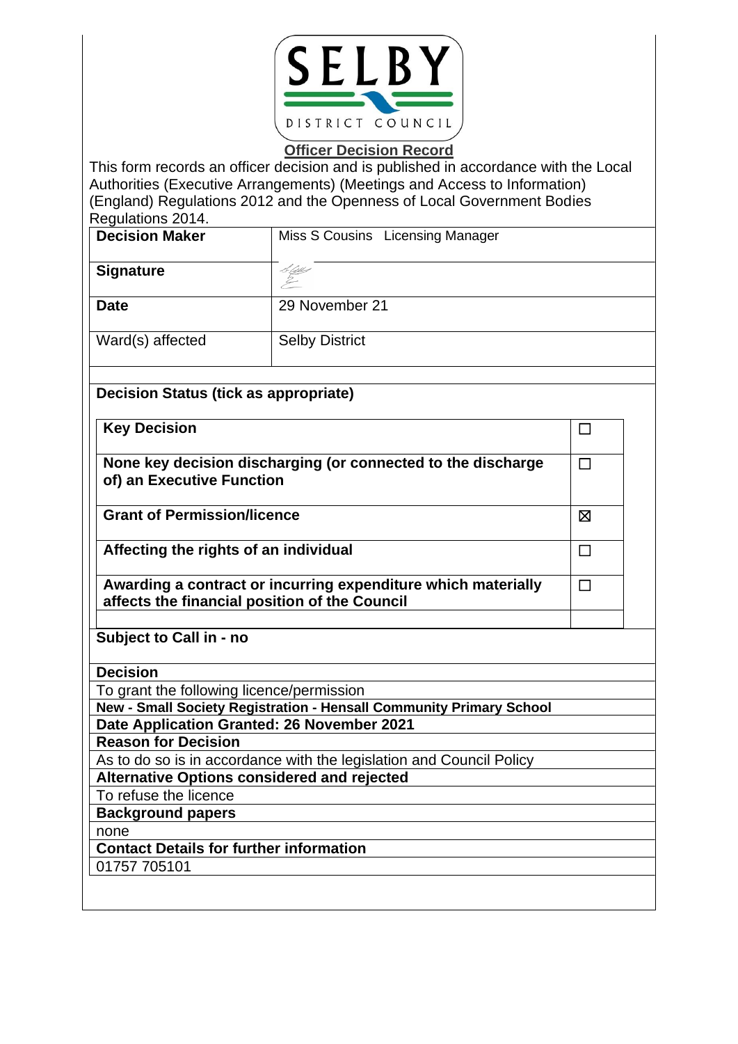SELBY DISTRICT COUNCIL

**Officer Decision Record**

This form records an officer decision and is published in accordance with the Local Authorities (Executive Arrangements) (Meetings and Access to Information) (England) Regulations 2012 and the Openness of Local Government Bodies Regulations 2014.

| **Decision Maker** | Miss S Cousins Licensing Manager |
|---|---|
| **Signature** | |
| **Date** | 29 November 21 |
| Ward(s) affected | Selby District |

**Decision Status (tick as appropriate)**

| | |
|---|---|
| **Key Decision** | ☐ |
| **None key decision discharging (or connected to the discharge of) an Executive Function** | ☐ |
| **Grant of Permission/licence** | ☒ |
| **Affecting the rights of an individual** | ☐ |
| **Awarding a contract or incurring expenditure which materially affects the financial position of the Council** | ☐ |

**Subject to Call in - no**

**Decision**

To grant the following licence/permission

**New - Small Society Registration - Hensall Community Primary School**

**Date Application Granted: 26 November 2021**

**Reason for Decision**

As to do so is in accordance with the legislation and Council Policy

**Alternative Options considered and rejected**

To refuse the licence

**Background papers**

none

**Contact Details for further information**

01757 705101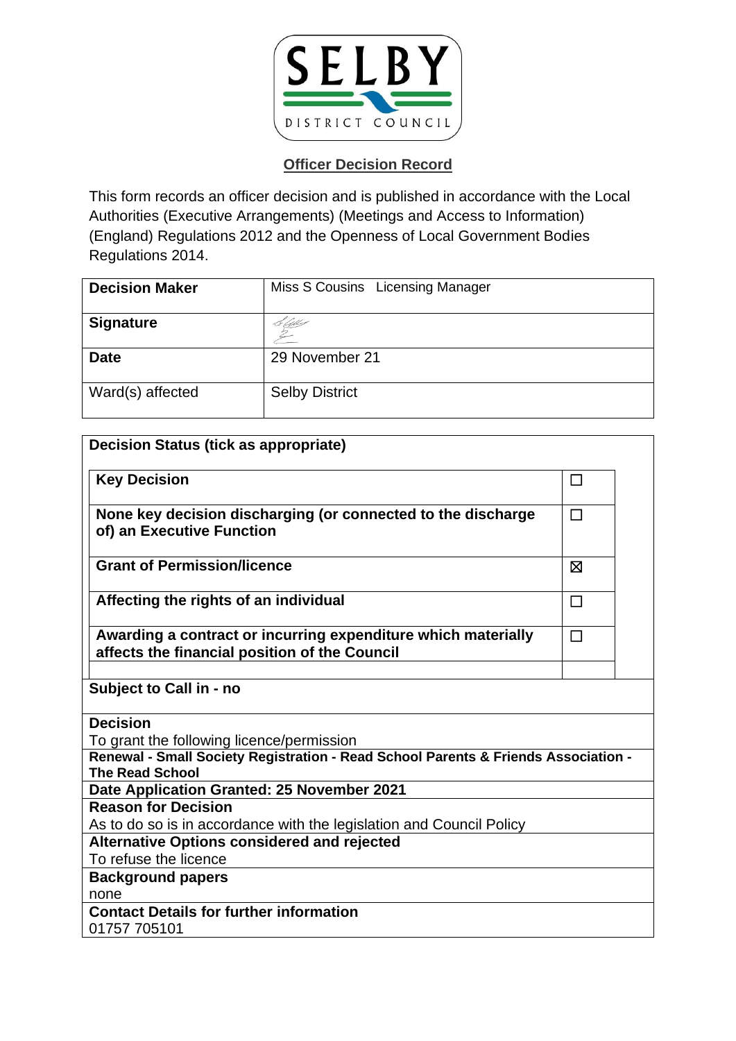SELBY

DISTRICT COUNCIL

## Officer Decision Record

This form records an officer decision and is published in accordance with the Local Authorities (Executive Arrangements) (Meetings and Access to Information) (England) Regulations 2012 and the Openness of Local Government Bodies Regulations 2014.

| **Decision Maker** | Miss S Cousins   Licensing Manager |
|---|---|
| **Signature** | |
| **Date** | 29 November 21 |
| Ward(s) affected | Selby District |

**Decision Status (tick as appropriate)**

| | |
|---|---|
| **Key Decision** | ☐ |
| **None key decision discharging (or connected to the discharge of) an Executive Function** | ☐ |
| **Grant of Permission/licence** | ☒ |
| **Affecting the rights of an individual** | ☐ |
| **Awarding a contract or incurring expenditure which materially affects the financial position of the Council** | ☐ |

**Subject to Call in - no**

**Decision**
To grant the following licence/permission

**Renewal - Small Society Registration - Read School Parents & Friends Association - The Read School**

**Date Application Granted: 25 November 2021**

**Reason for Decision**
As to do so is in accordance with the legislation and Council Policy

**Alternative Options considered and rejected**
To refuse the licence

**Background papers**
none

**Contact Details for further information**
01757 705101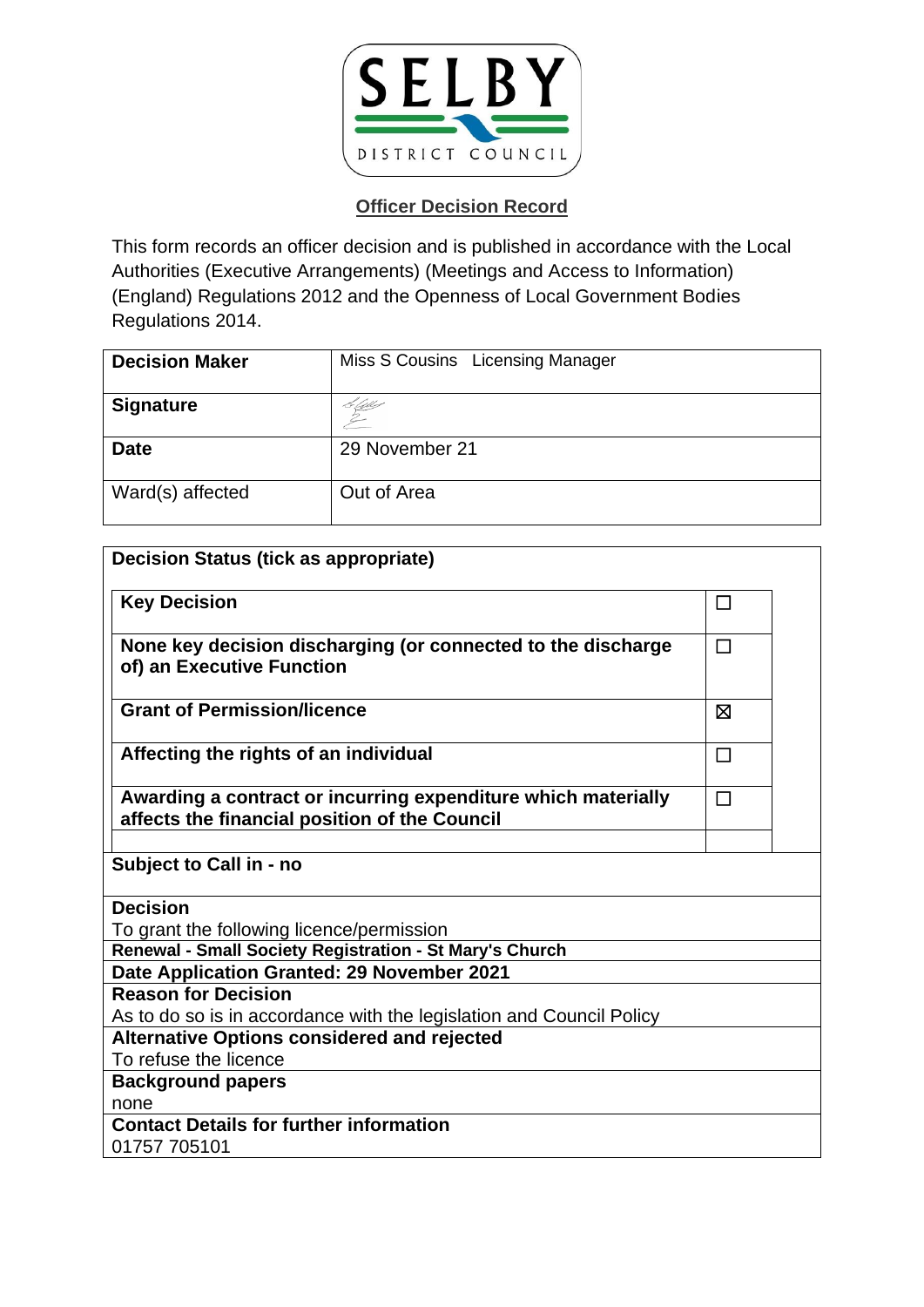SELBY DISTRICT COUNCIL

## Officer Decision Record

This form records an officer decision and is published in accordance with the Local Authorities (Executive Arrangements) (Meetings and Access to Information) (England) Regulations 2012 and the Openness of Local Government Bodies Regulations 2014.

| | |
|---|---|
| **Decision Maker** | Miss S Cousins Licensing Manager |
| **Signature** | |
| **Date** | 29 November 21 |
| Ward(s) affected | Out of Area |

**Decision Status (tick as appropriate)**

| | |
|---|---|
| **Key Decision** | ☐ |
| **None key decision discharging (or connected to the discharge of) an Executive Function** | ☐ |
| **Grant of Permission/licence** | ☒ |
| **Affecting the rights of an individual** | ☐ |
| **Awarding a contract or incurring expenditure which materially affects the financial position of the Council** | ☐ |

**Subject to Call in - no**

**Decision**
To grant the following licence/permission

**Renewal - Small Society Registration - St Mary's Church**

**Date Application Granted: 29 November 2021**

**Reason for Decision**
As to do so is in accordance with the legislation and Council Policy

**Alternative Options considered and rejected**
To refuse the licence

**Background papers**
none

**Contact Details for further information**
01757 705101